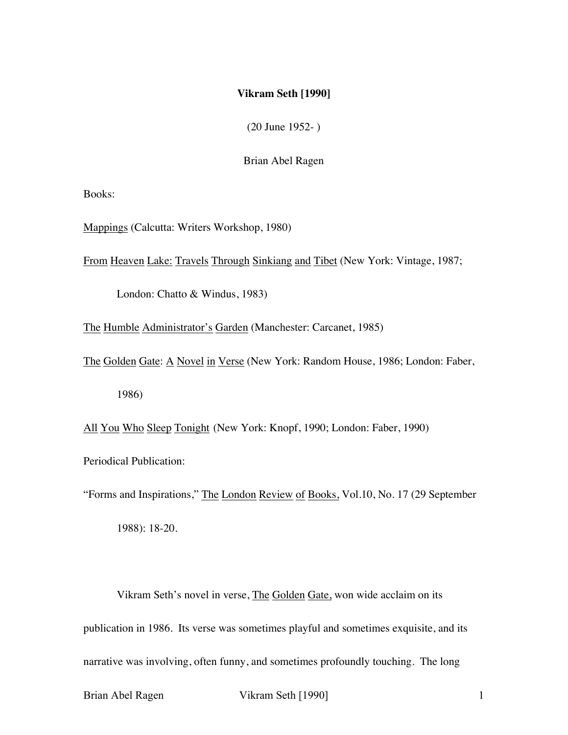# Vikram Seth [1990]

(20 June 1952- )

Brian Abel Ragen

Books:

Mappings (Calcutta: Writers Workshop, 1980)

From Heaven Lake: Travels Through Sinkiang and Tibet (New York: Vintage, 1987; London: Chatto & Windus, 1983)

The Humble Administrator's Garden (Manchester: Carcanet, 1985)

The Golden Gate: A Novel in Verse (New York: Random House, 1986; London: Faber, 1986)

All You Who Sleep Tonight (New York: Knopf, 1990; London: Faber, 1990)

Periodical Publication:

"Forms and Inspirations," The London Review of Books, Vol.10, No. 17 (29 September 1988): 18-20.

Vikram Seth's novel in verse, The Golden Gate, won wide acclaim on its publication in 1986. Its verse was sometimes playful and sometimes exquisite, and its narrative was involving, often funny, and sometimes profoundly touching. The long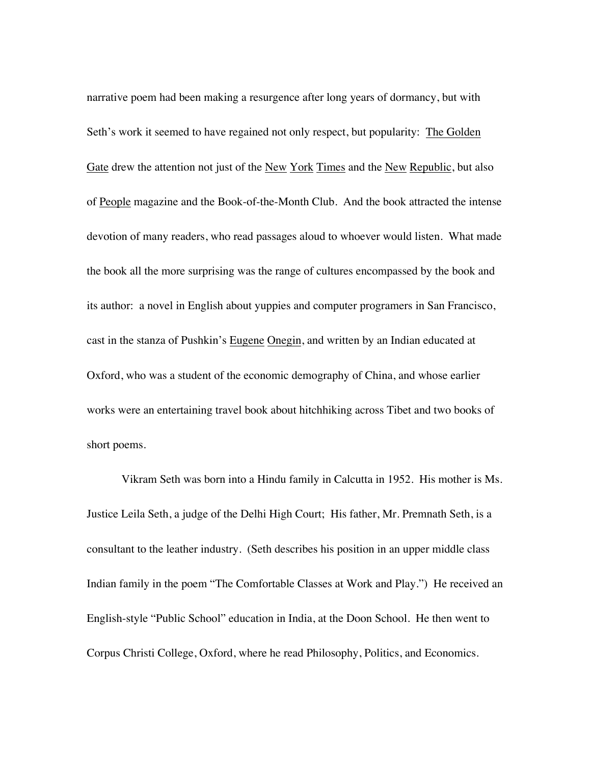narrative poem had been making a resurgence after long years of dormancy, but with Seth's work it seemed to have regained not only respect, but popularity: The Golden Gate drew the attention not just of the New York Times and the New Republic, but also of People magazine and the Book-of-the-Month Club. And the book attracted the intense devotion of many readers, who read passages aloud to whoever would listen. What made the book all the more surprising was the range of cultures encompassed by the book and its author: a novel in English about yuppies and computer programers in San Francisco, cast in the stanza of Pushkin's Eugene Onegin, and written by an Indian educated at Oxford, who was a student of the economic demography of China, and whose earlier works were an entertaining travel book about hitchhiking across Tibet and two books of short poems.

Vikram Seth was born into a Hindu family in Calcutta in 1952. His mother is Ms. Justice Leila Seth, a judge of the Delhi High Court; His father, Mr. Premnath Seth, is a consultant to the leather industry. (Seth describes his position in an upper middle class Indian family in the poem "The Comfortable Classes at Work and Play.") He received an English-style "Public School" education in India, at the Doon School. He then went to Corpus Christi College, Oxford, where he read Philosophy, Politics, and Economics.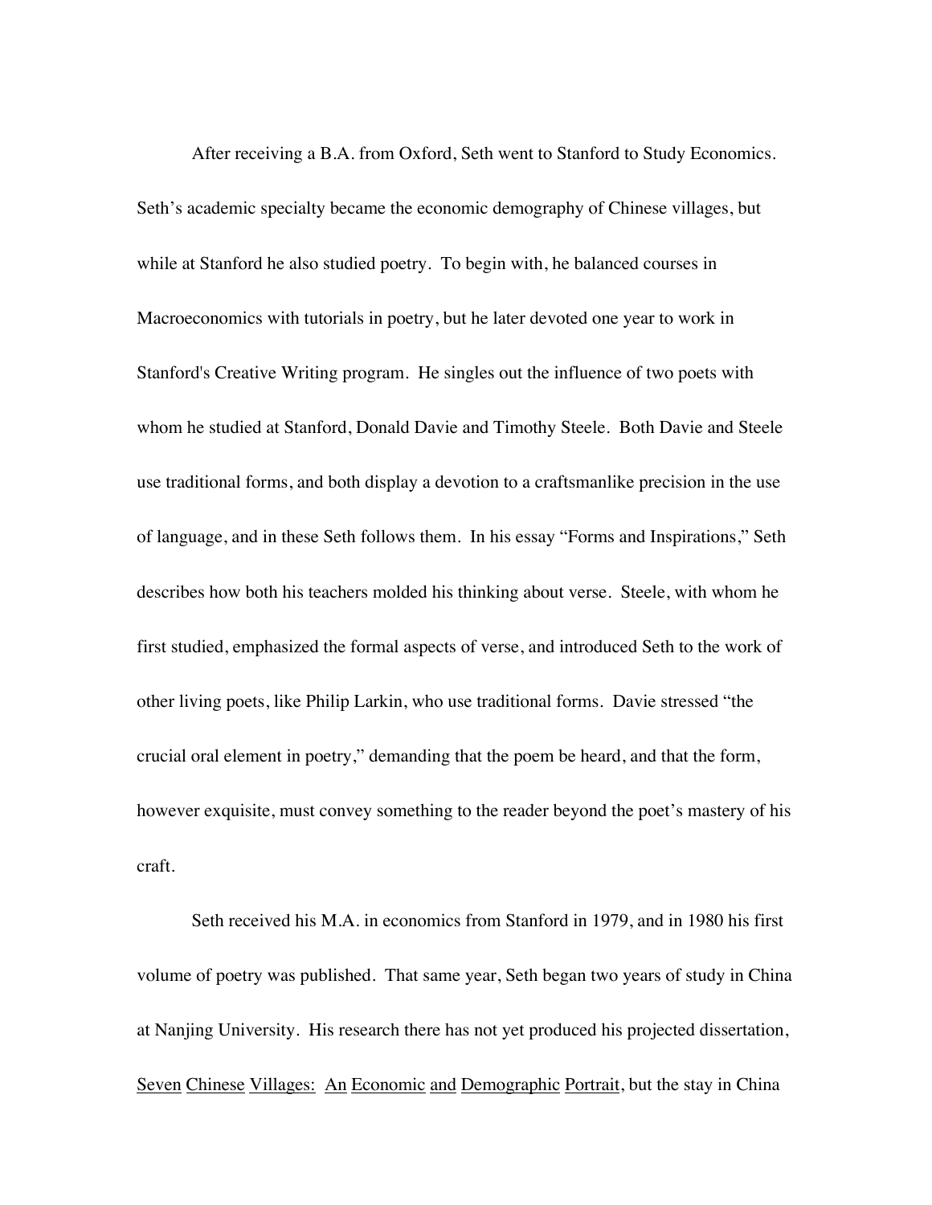After receiving a B.A. from Oxford, Seth went to Stanford to Study Economics. Seth's academic specialty became the economic demography of Chinese villages, but while at Stanford he also studied poetry. To begin with, he balanced courses in Macroeconomics with tutorials in poetry, but he later devoted one year to work in Stanford's Creative Writing program. He singles out the influence of two poets with whom he studied at Stanford, Donald Davie and Timothy Steele. Both Davie and Steele use traditional forms, and both display a devotion to a craftsmanlike precision in the use of language, and in these Seth follows them. In his essay "Forms and Inspirations," Seth describes how both his teachers molded his thinking about verse. Steele, with whom he first studied, emphasized the formal aspects of verse, and introduced Seth to the work of other living poets, like Philip Larkin, who use traditional forms. Davie stressed "the crucial oral element in poetry," demanding that the poem be heard, and that the form, however exquisite, must convey something to the reader beyond the poet's mastery of his craft.

Seth received his M.A. in economics from Stanford in 1979, and in 1980 his first volume of poetry was published. That same year, Seth began two years of study in China at Nanjing University. His research there has not yet produced his projected dissertation, <u>Seven Chinese Villages: An Economic and Demographic Portrait</u>, but the stay in China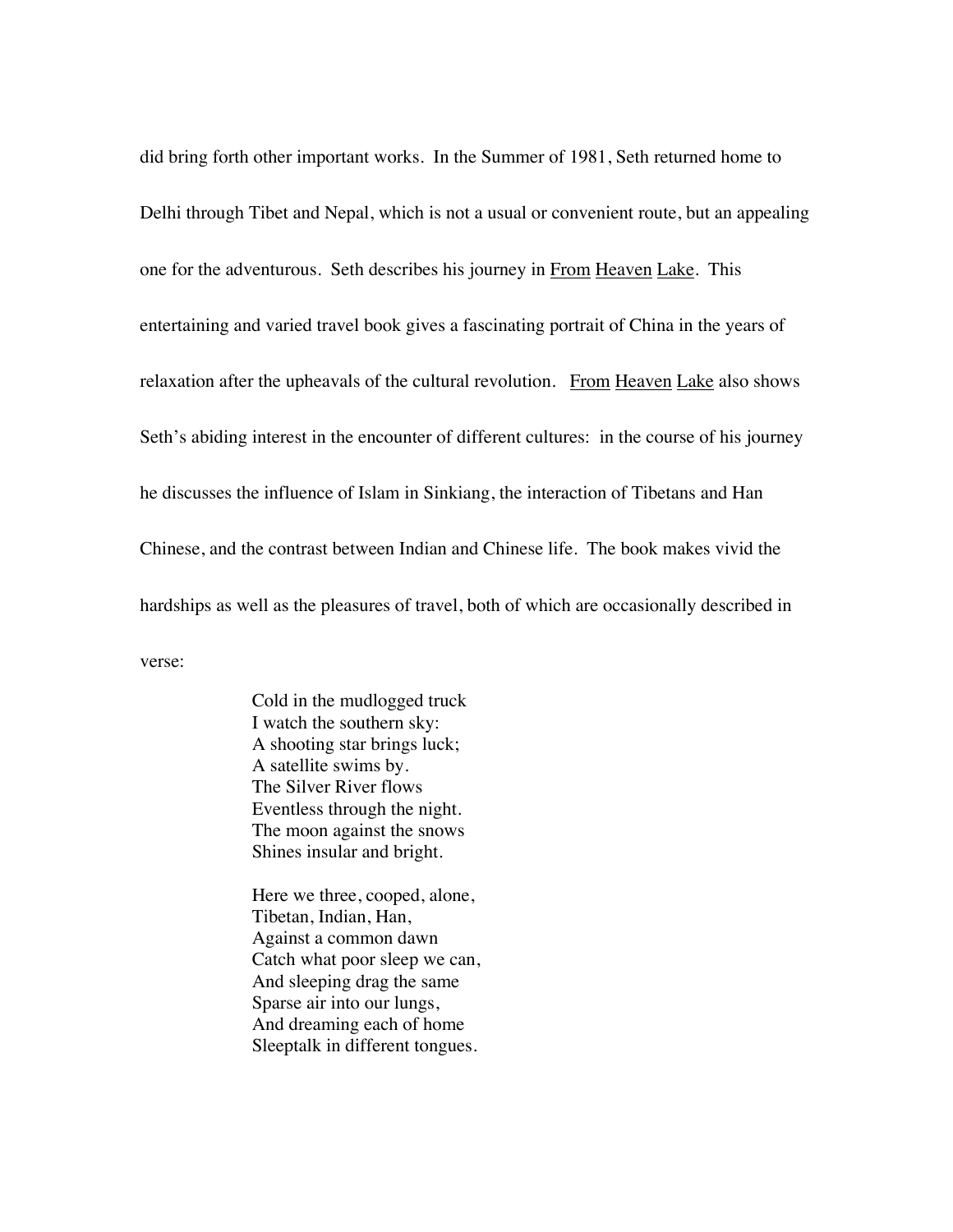did bring forth other important works. In the Summer of 1981, Seth returned home to Delhi through Tibet and Nepal, which is not a usual or convenient route, but an appealing one for the adventurous. Seth describes his journey in From Heaven Lake. This entertaining and varied travel book gives a fascinating portrait of China in the years of relaxation after the upheavals of the cultural revolution. From Heaven Lake also shows Seth's abiding interest in the encounter of different cultures: in the course of his journey he discusses the influence of Islam in Sinkiang, the interaction of Tibetans and Han Chinese, and the contrast between Indian and Chinese life. The book makes vivid the hardships as well as the pleasures of travel, both of which are occasionally described in verse:

> Cold in the mudlogged truck
> I watch the southern sky:
> A shooting star brings luck;
> A satellite swims by.
> The Silver River flows
> Eventless through the night.
> The moon against the snows
> Shines insular and bright.
>
> Here we three, cooped, alone,
> Tibetan, Indian, Han,
> Against a common dawn
> Catch what poor sleep we can,
> And sleeping drag the same
> Sparse air into our lungs,
> And dreaming each of home
> Sleeptalk in different tongues.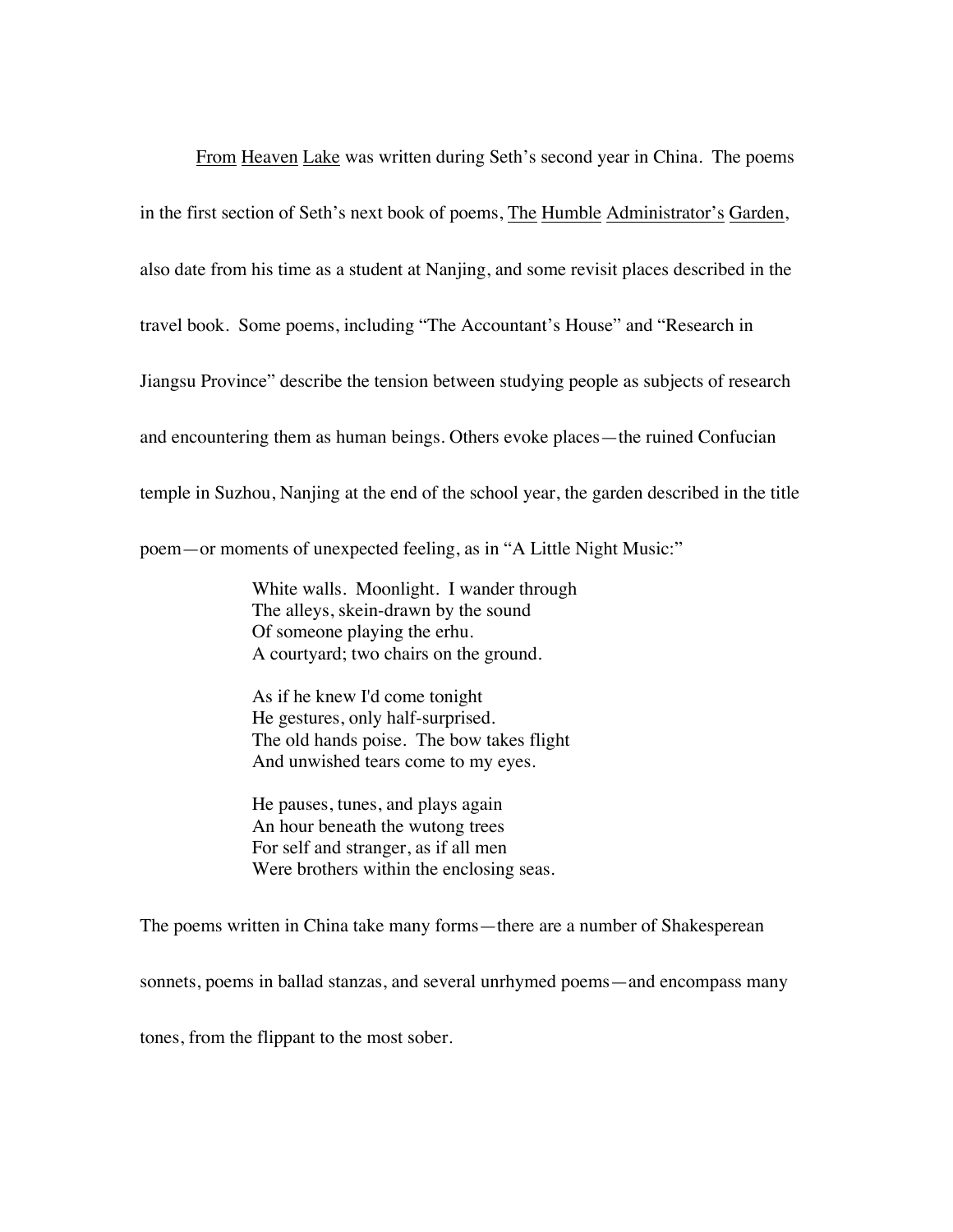From Heaven Lake was written during Seth's second year in China. The poems in the first section of Seth's next book of poems, The Humble Administrator's Garden, also date from his time as a student at Nanjing, and some revisit places described in the travel book. Some poems, including "The Accountant's House" and "Research in Jiangsu Province" describe the tension between studying people as subjects of research and encountering them as human beings. Others evoke places—the ruined Confucian temple in Suzhou, Nanjing at the end of the school year, the garden described in the title poem—or moments of unexpected feeling, as in "A Little Night Music:"

> White walls. Moonlight. I wander through
> The alleys, skein-drawn by the sound
> Of someone playing the erhu.
> A courtyard; two chairs on the ground.
>
> As if he knew I'd come tonight
> He gestures, only half-surprised.
> The old hands poise. The bow takes flight
> And unwished tears come to my eyes.
>
> He pauses, tunes, and plays again
> An hour beneath the wutong trees
> For self and stranger, as if all men
> Were brothers within the enclosing seas.

The poems written in China take many forms—there are a number of Shakesperean sonnets, poems in ballad stanzas, and several unrhymed poems—and encompass many tones, from the flippant to the most sober.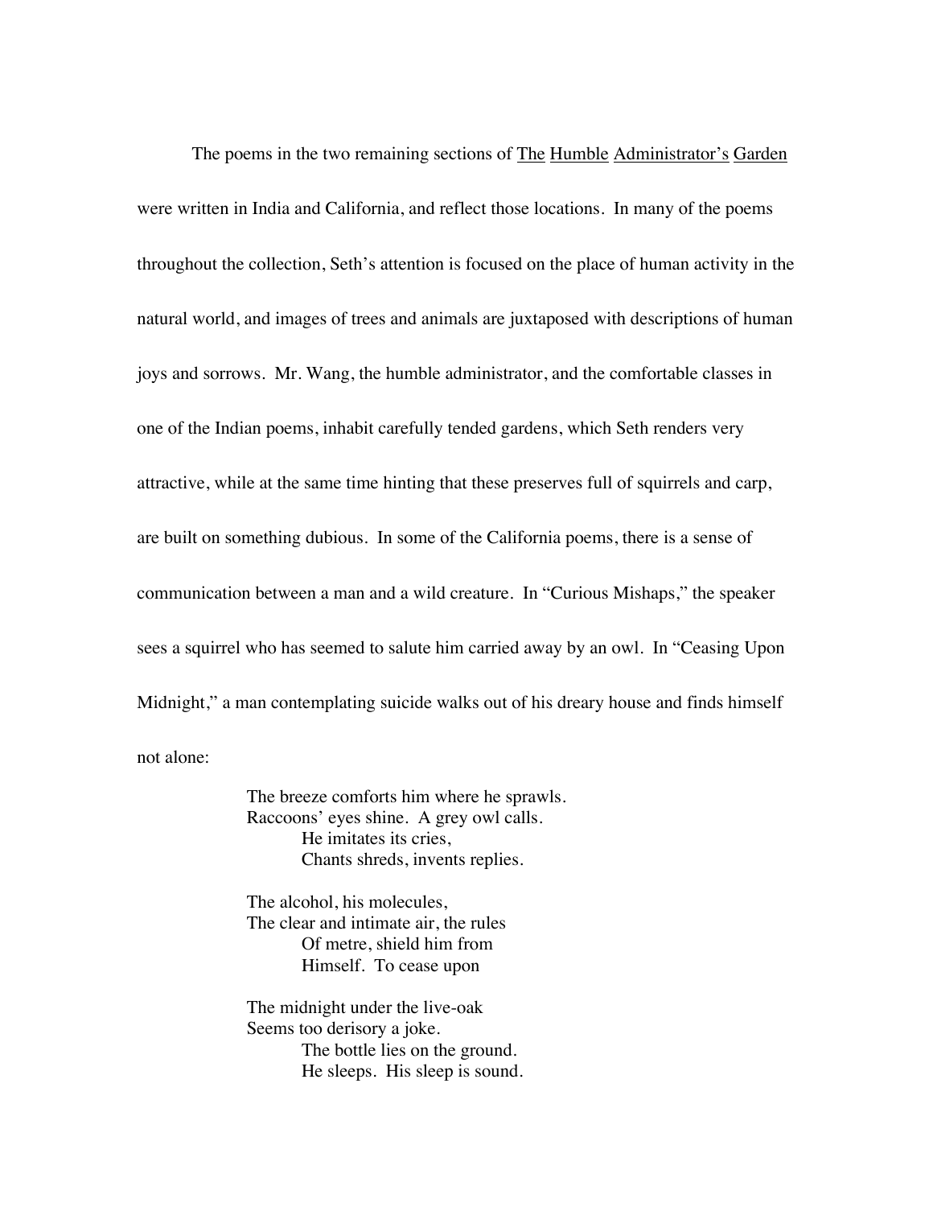The poems in the two remaining sections of The Humble Administrator's Garden were written in India and California, and reflect those locations. In many of the poems throughout the collection, Seth's attention is focused on the place of human activity in the natural world, and images of trees and animals are juxtaposed with descriptions of human joys and sorrows. Mr. Wang, the humble administrator, and the comfortable classes in one of the Indian poems, inhabit carefully tended gardens, which Seth renders very attractive, while at the same time hinting that these preserves full of squirrels and carp, are built on something dubious. In some of the California poems, there is a sense of communication between a man and a wild creature. In "Curious Mishaps," the speaker sees a squirrel who has seemed to salute him carried away by an owl. In "Ceasing Upon Midnight," a man contemplating suicide walks out of his dreary house and finds himself not alone:

> The breeze comforts him where he sprawls.  
> Raccoons' eyes shine. A grey owl calls.  
> &nbsp;&nbsp;&nbsp;&nbsp;&nbsp;&nbsp;&nbsp;&nbsp;He imitates its cries,  
> &nbsp;&nbsp;&nbsp;&nbsp;&nbsp;&nbsp;&nbsp;&nbsp;Chants shreds, invents replies.
>
> The alcohol, his molecules,  
> The clear and intimate air, the rules  
> &nbsp;&nbsp;&nbsp;&nbsp;&nbsp;&nbsp;&nbsp;&nbsp;Of metre, shield him from  
> &nbsp;&nbsp;&nbsp;&nbsp;&nbsp;&nbsp;&nbsp;&nbsp;Himself. To cease upon
>
> The midnight under the live-oak  
> Seems too derisory a joke.  
> &nbsp;&nbsp;&nbsp;&nbsp;&nbsp;&nbsp;&nbsp;&nbsp;The bottle lies on the ground.  
> &nbsp;&nbsp;&nbsp;&nbsp;&nbsp;&nbsp;&nbsp;&nbsp;He sleeps. His sleep is sound.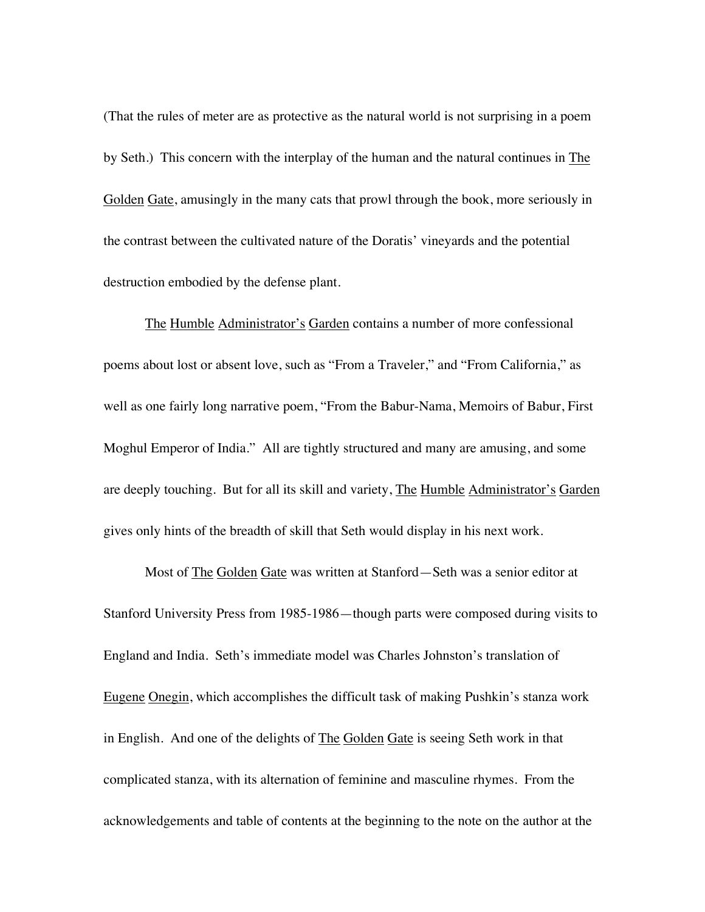(That the rules of meter are as protective as the natural world is not surprising in a poem by Seth.) This concern with the interplay of the human and the natural continues in The Golden Gate, amusingly in the many cats that prowl through the book, more seriously in the contrast between the cultivated nature of the Doratis' vineyards and the potential destruction embodied by the defense plant.

The Humble Administrator's Garden contains a number of more confessional poems about lost or absent love, such as "From a Traveler," and "From California," as well as one fairly long narrative poem, "From the Babur-Nama, Memoirs of Babur, First Moghul Emperor of India." All are tightly structured and many are amusing, and some are deeply touching. But for all its skill and variety, The Humble Administrator's Garden gives only hints of the breadth of skill that Seth would display in his next work.

Most of The Golden Gate was written at Stanford—Seth was a senior editor at Stanford University Press from 1985-1986—though parts were composed during visits to England and India. Seth's immediate model was Charles Johnston's translation of Eugene Onegin, which accomplishes the difficult task of making Pushkin's stanza work in English. And one of the delights of The Golden Gate is seeing Seth work in that complicated stanza, with its alternation of feminine and masculine rhymes. From the acknowledgements and table of contents at the beginning to the note on the author at the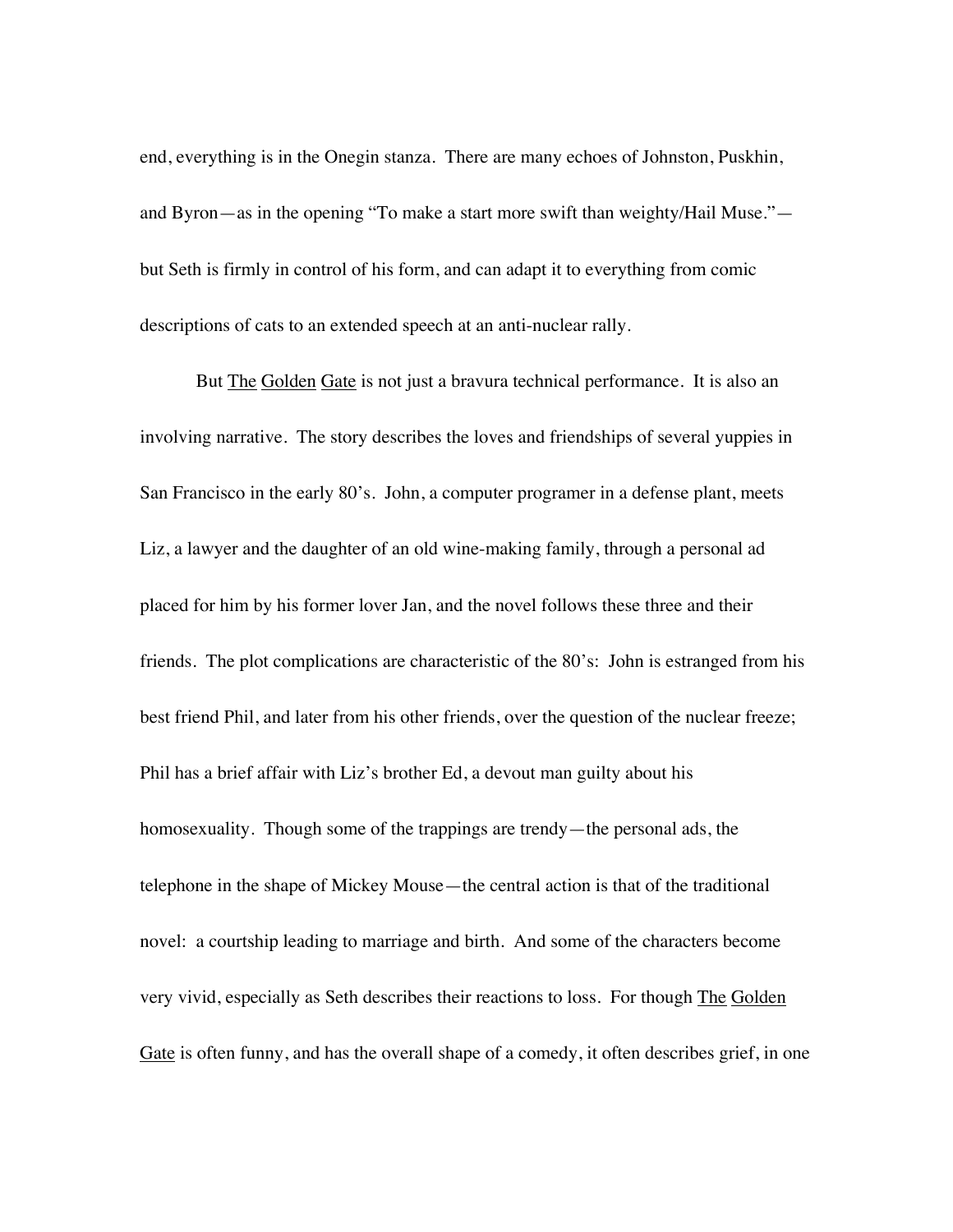end, everything is in the Onegin stanza. There are many echoes of Johnston, Puskhin, and Byron—as in the opening "To make a start more swift than weighty/Hail Muse."—but Seth is firmly in control of his form, and can adapt it to everything from comic descriptions of cats to an extended speech at an anti-nuclear rally.

But The Golden Gate is not just a bravura technical performance. It is also an involving narrative. The story describes the loves and friendships of several yuppies in San Francisco in the early 80's. John, a computer programer in a defense plant, meets Liz, a lawyer and the daughter of an old wine-making family, through a personal ad placed for him by his former lover Jan, and the novel follows these three and their friends. The plot complications are characteristic of the 80's: John is estranged from his best friend Phil, and later from his other friends, over the question of the nuclear freeze; Phil has a brief affair with Liz's brother Ed, a devout man guilty about his homosexuality. Though some of the trappings are trendy—the personal ads, the telephone in the shape of Mickey Mouse—the central action is that of the traditional novel: a courtship leading to marriage and birth. And some of the characters become very vivid, especially as Seth describes their reactions to loss. For though The Golden Gate is often funny, and has the overall shape of a comedy, it often describes grief, in one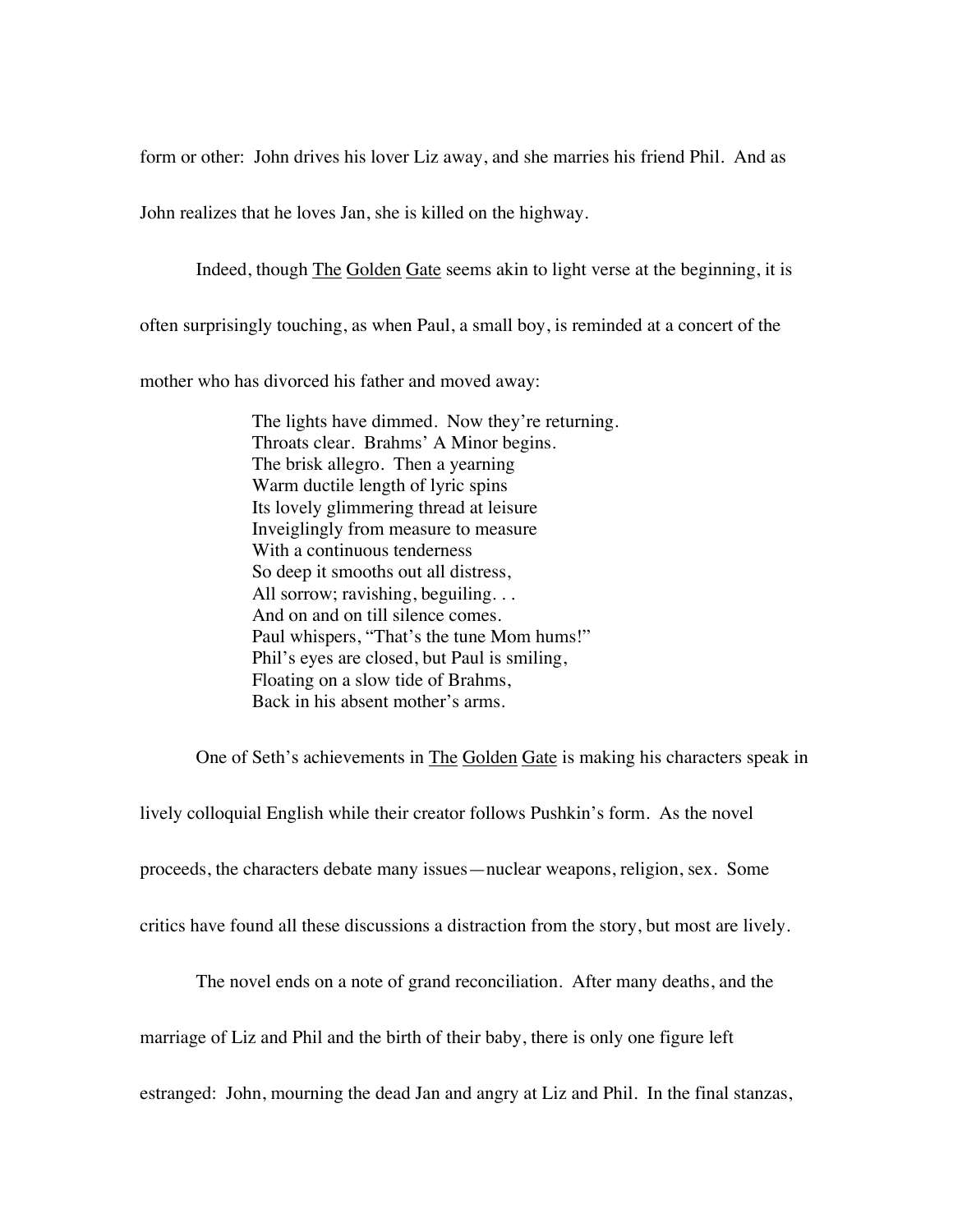form or other: John drives his lover Liz away, and she marries his friend Phil. And as John realizes that he loves Jan, she is killed on the highway.

Indeed, though The Golden Gate seems akin to light verse at the beginning, it is often surprisingly touching, as when Paul, a small boy, is reminded at a concert of the mother who has divorced his father and moved away:

> The lights have dimmed. Now they're returning.
> Throats clear. Brahms' A Minor begins.
> The brisk allegro. Then a yearning
> Warm ductile length of lyric spins
> Its lovely glimmering thread at leisure
> Inveiglingly from measure to measure
> With a continuous tenderness
> So deep it smooths out all distress,
> All sorrow; ravishing, beguiling. . .
> And on and on till silence comes.
> Paul whispers, "That's the tune Mom hums!"
> Phil's eyes are closed, but Paul is smiling,
> Floating on a slow tide of Brahms,
> Back in his absent mother's arms.

One of Seth's achievements in The Golden Gate is making his characters speak in lively colloquial English while their creator follows Pushkin's form. As the novel proceeds, the characters debate many issues—nuclear weapons, religion, sex. Some critics have found all these discussions a distraction from the story, but most are lively.

The novel ends on a note of grand reconciliation. After many deaths, and the marriage of Liz and Phil and the birth of their baby, there is only one figure left estranged: John, mourning the dead Jan and angry at Liz and Phil. In the final stanzas,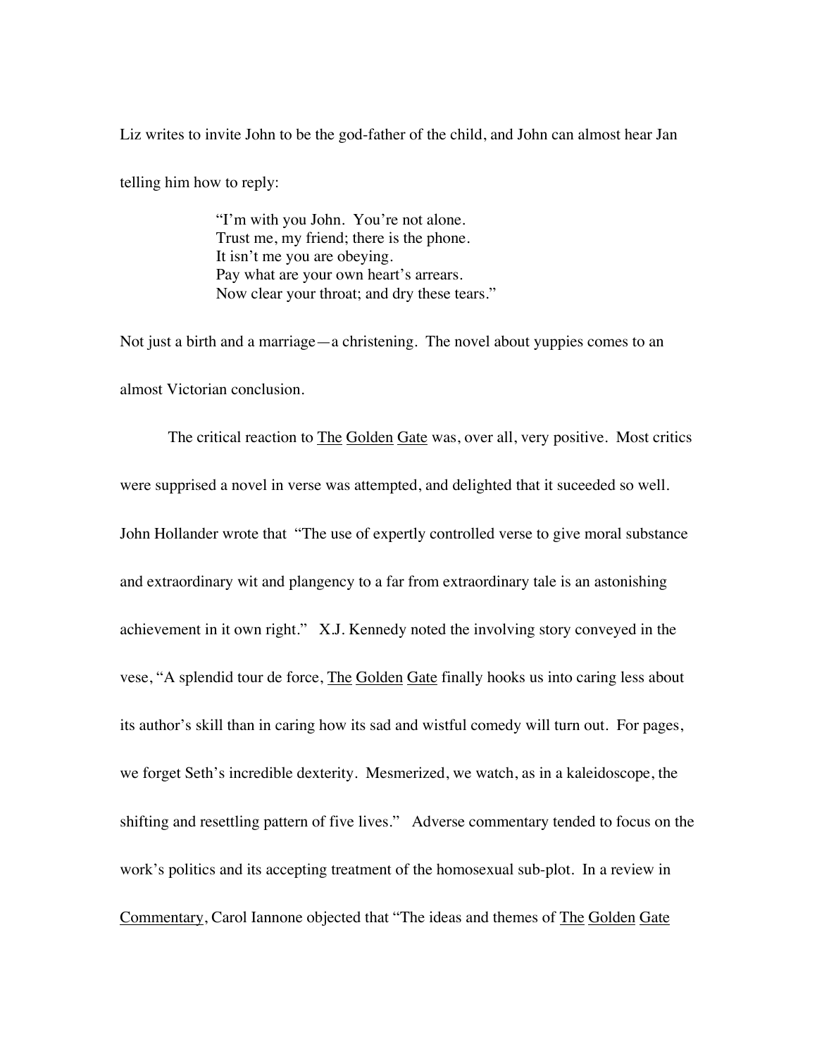Liz writes to invite John to be the god-father of the child, and John can almost hear Jan telling him how to reply:

> "I'm with you John. You're not alone.
> Trust me, my friend; there is the phone.
> It isn't me you are obeying.
> Pay what are your own heart's arrears.
> Now clear your throat; and dry these tears."

Not just a birth and a marriage—a christening. The novel about yuppies comes to an almost Victorian conclusion.

The critical reaction to The Golden Gate was, over all, very positive. Most critics were supprised a novel in verse was attempted, and delighted that it suceeded so well. John Hollander wrote that "The use of expertly controlled verse to give moral substance and extraordinary wit and plangency to a far from extraordinary tale is an astonishing achievement in it own right." X.J. Kennedy noted the involving story conveyed in the vese, "A splendid tour de force, The Golden Gate finally hooks us into caring less about its author's skill than in caring how its sad and wistful comedy will turn out. For pages, we forget Seth's incredible dexterity. Mesmerized, we watch, as in a kaleidoscope, the shifting and resettling pattern of five lives." Adverse commentary tended to focus on the work's politics and its accepting treatment of the homosexual sub-plot. In a review in Commentary, Carol Iannone objected that "The ideas and themes of The Golden Gate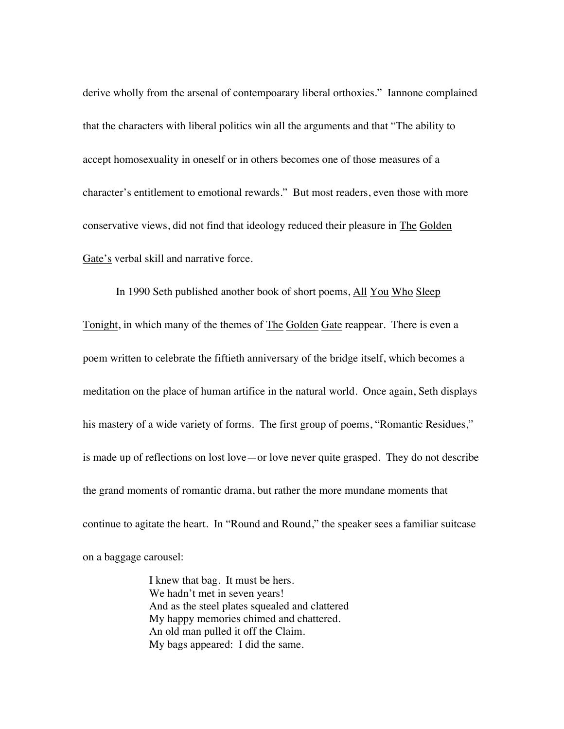derive wholly from the arsenal of contempoarary liberal orthoxies." Iannone complained that the characters with liberal politics win all the arguments and that "The ability to accept homosexuality in oneself or in others becomes one of those measures of a character's entitlement to emotional rewards." But most readers, even those with more conservative views, did not find that ideology reduced their pleasure in The Golden Gate's verbal skill and narrative force.

In 1990 Seth published another book of short poems, All You Who Sleep Tonight, in which many of the themes of The Golden Gate reappear. There is even a poem written to celebrate the fiftieth anniversary of the bridge itself, which becomes a meditation on the place of human artifice in the natural world. Once again, Seth displays his mastery of a wide variety of forms. The first group of poems, "Romantic Residues," is made up of reflections on lost love—or love never quite grasped. They do not describe the grand moments of romantic drama, but rather the more mundane moments that continue to agitate the heart. In "Round and Round," the speaker sees a familiar suitcase on a baggage carousel:

> I knew that bag. It must be hers.
> We hadn't met in seven years!
> And as the steel plates squealed and clattered
> My happy memories chimed and chattered.
> An old man pulled it off the Claim.
> My bags appeared: I did the same.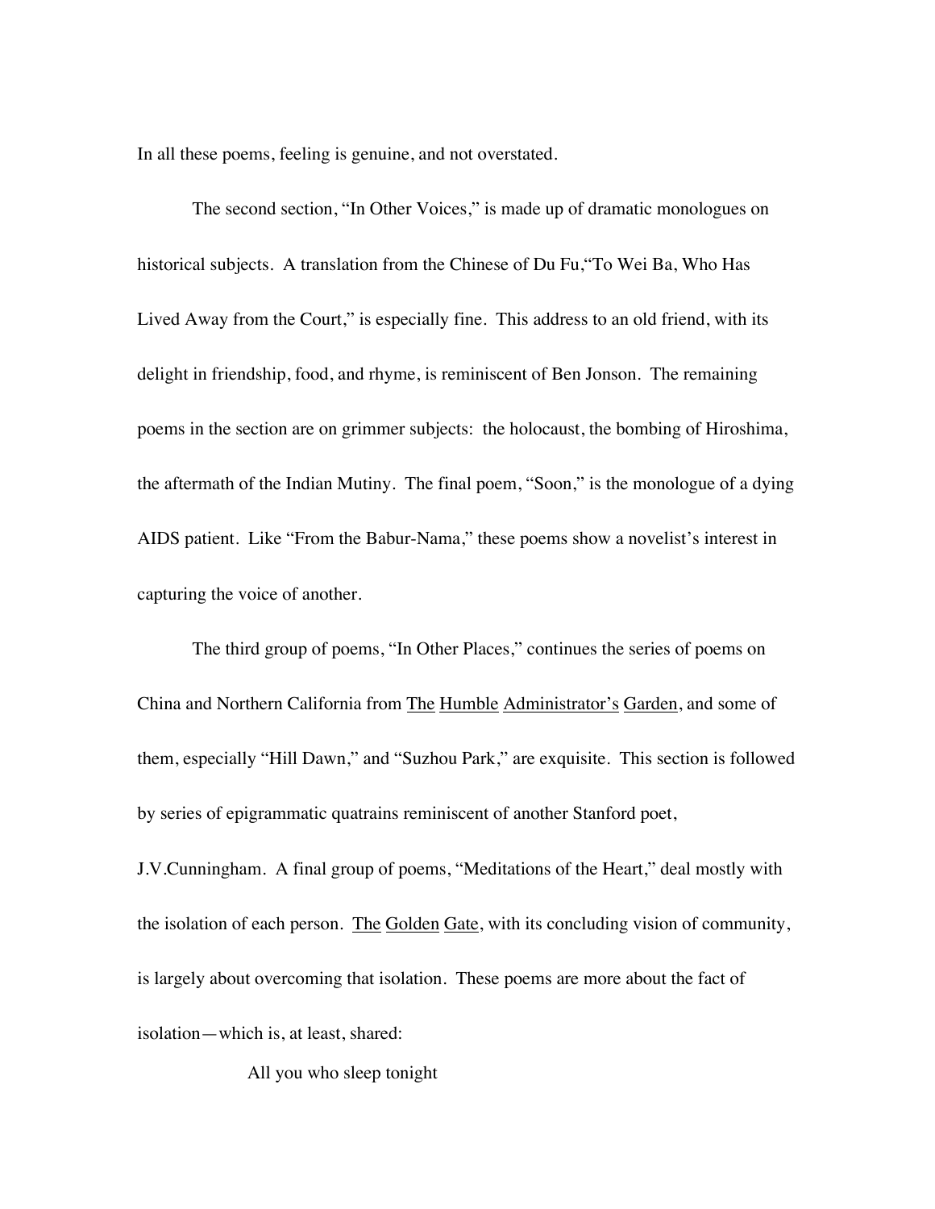In all these poems, feeling is genuine, and not overstated.

The second section, "In Other Voices," is made up of dramatic monologues on historical subjects. A translation from the Chinese of Du Fu,"To Wei Ba, Who Has Lived Away from the Court," is especially fine. This address to an old friend, with its delight in friendship, food, and rhyme, is reminiscent of Ben Jonson. The remaining poems in the section are on grimmer subjects: the holocaust, the bombing of Hiroshima, the aftermath of the Indian Mutiny. The final poem, "Soon," is the monologue of a dying AIDS patient. Like "From the Babur-Nama," these poems show a novelist's interest in capturing the voice of another.

The third group of poems, "In Other Places," continues the series of poems on China and Northern California from The Humble Administrator's Garden, and some of them, especially "Hill Dawn," and "Suzhou Park," are exquisite. This section is followed by series of epigrammatic quatrains reminiscent of another Stanford poet, J.V.Cunningham. A final group of poems, "Meditations of the Heart," deal mostly with the isolation of each person. The Golden Gate, with its concluding vision of community, is largely about overcoming that isolation. These poems are more about the fact of isolation—which is, at least, shared:

All you who sleep tonight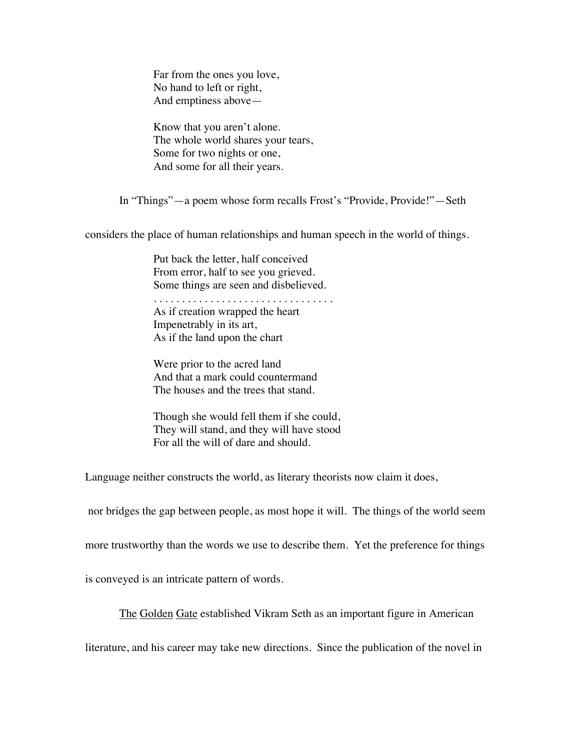> Far from the ones you love,
> No hand to left or right,
> And emptiness above—
>
> Know that you aren't alone.
> The whole world shares your tears,
> Some for two nights or one,
> And some for all their years.

In "Things"—a poem whose form recalls Frost's "Provide, Provide!"—Seth considers the place of human relationships and human speech in the world of things.

> Put back the letter, half conceived
> From error, half to see you grieved.
> Some things are seen and disbelieved.
> . . . . . . . . . . . . . . . . . . . . . . . . . . . . . . .
> As if creation wrapped the heart
> Impenetrably in its art,
> As if the land upon the chart
>
> Were prior to the acred land
> And that a mark could countermand
> The houses and the trees that stand.
>
> Though she would fell them if she could,
> They will stand, and they will have stood
> For all the will of dare and should.

Language neither constructs the world, as literary theorists now claim it does, nor bridges the gap between people, as most hope it will. The things of the world seem more trustworthy than the words we use to describe them. Yet the preference for things is conveyed is an intricate pattern of words.

*The Golden Gate* established Vikram Seth as an important figure in American literature, and his career may take new directions. Since the publication of the novel in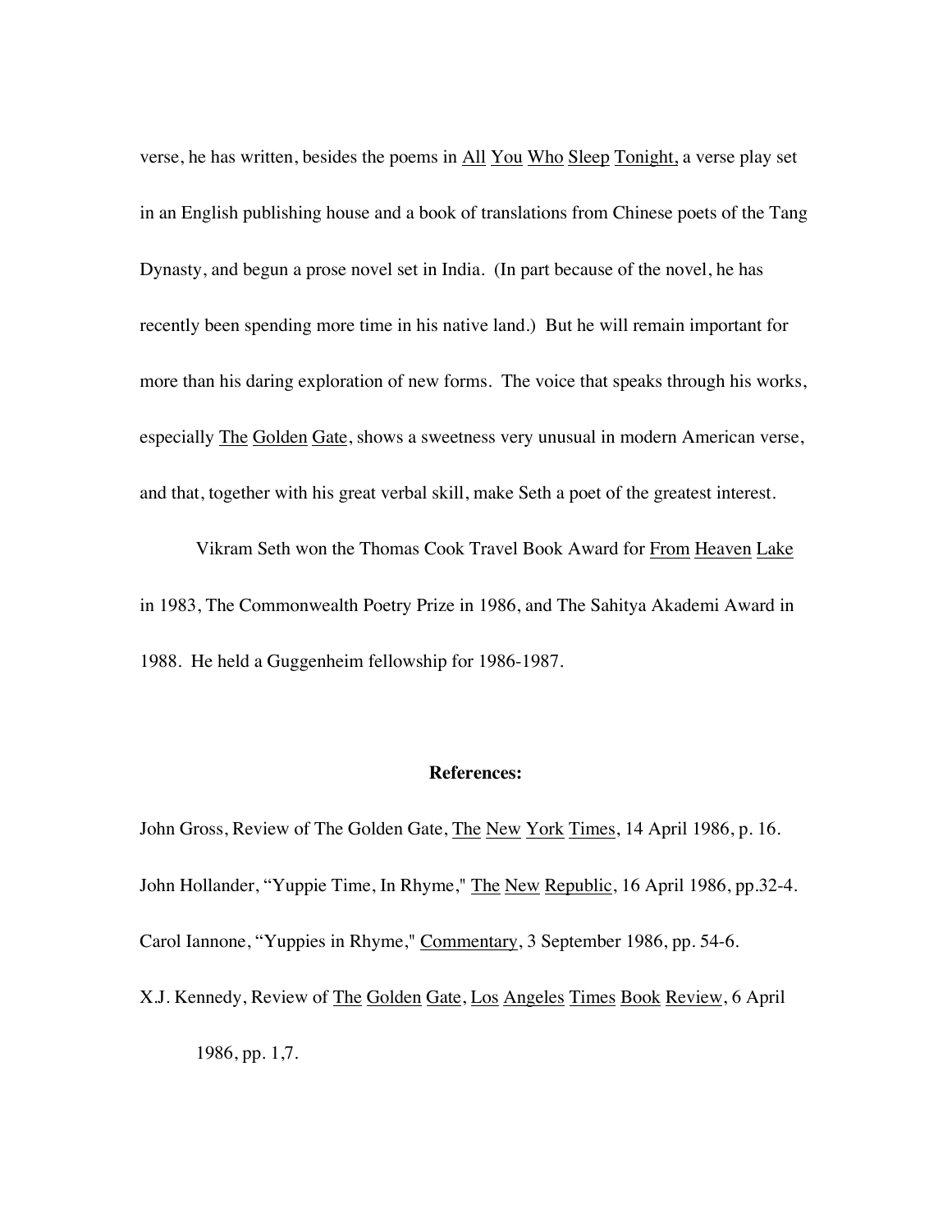verse, he has written, besides the poems in All You Who Sleep Tonight, a verse play set in an English publishing house and a book of translations from Chinese poets of the Tang Dynasty, and begun a prose novel set in India. (In part because of the novel, he has recently been spending more time in his native land.) But he will remain important for more than his daring exploration of new forms. The voice that speaks through his works, especially The Golden Gate, shows a sweetness very unusual in modern American verse, and that, together with his great verbal skill, make Seth a poet of the greatest interest.

Vikram Seth won the Thomas Cook Travel Book Award for From Heaven Lake in 1983, The Commonwealth Poetry Prize in 1986, and The Sahitya Akademi Award in 1988. He held a Guggenheim fellowship for 1986-1987.

**References:**

John Gross, Review of The Golden Gate, The New York Times, 14 April 1986, p. 16.

John Hollander, "Yuppie Time, In Rhyme," The New Republic, 16 April 1986, pp.32-4.

Carol Iannone, "Yuppies in Rhyme," Commentary, 3 September 1986, pp. 54-6.

X.J. Kennedy, Review of The Golden Gate, Los Angeles Times Book Review, 6 April 1986, pp. 1,7.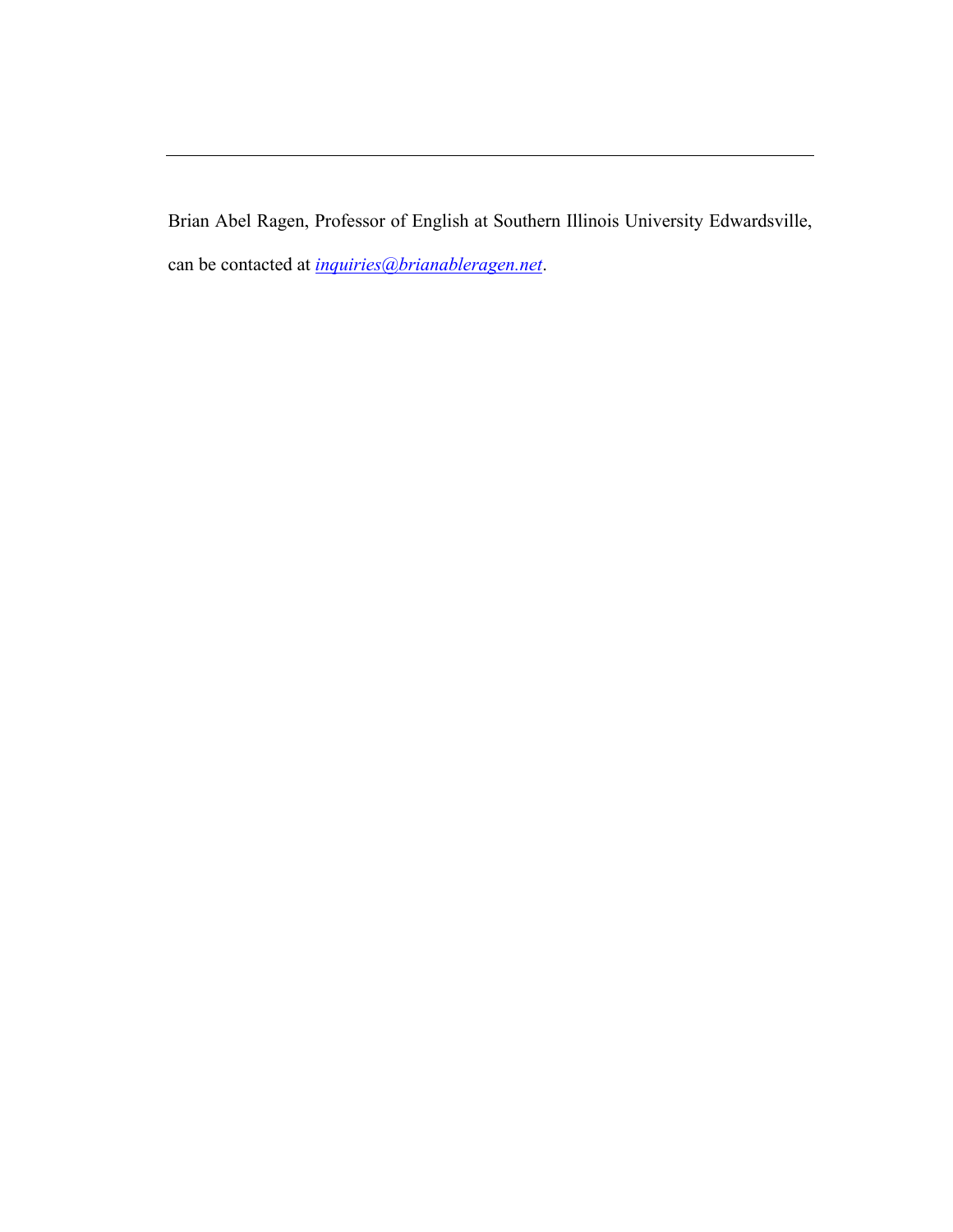---

Brian Abel Ragen, Professor of English at Southern Illinois University Edwardsville, can be contacted at *inquiries@brianableragen.net*.